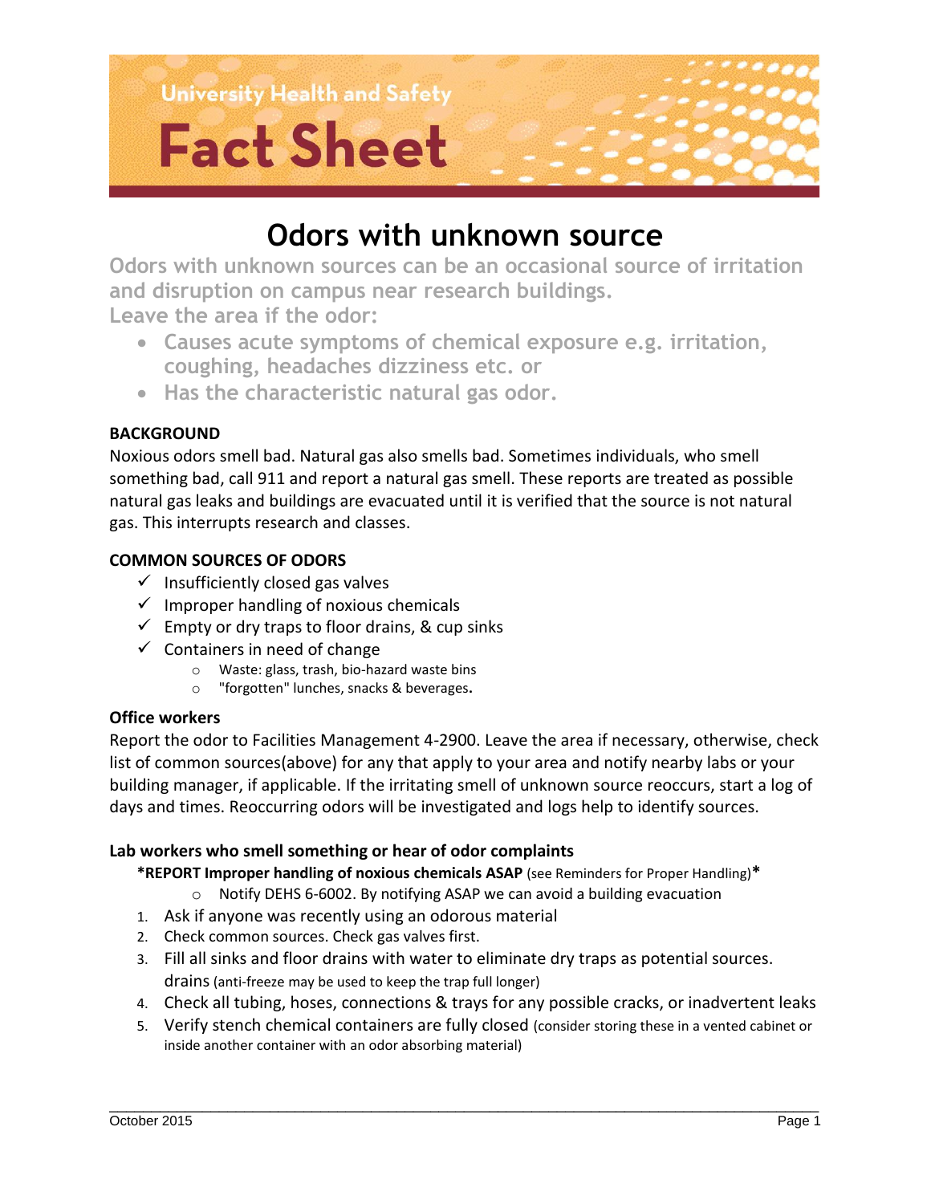University Health and Safety

# Fact Sheet

## Odors with unknown source

**Odors with unknown sources can be an occasional source of irritation and disruption on campus near research buildings.**
**Leave the area if the odor:**

- **Causes acute symptoms of chemical exposure e.g. irritation, coughing, headaches dizziness etc. or**
- **Has the characteristic natural gas odor.**

**BACKGROUND**

Noxious odors smell bad. Natural gas also smells bad. Sometimes individuals, who smell something bad, call 911 and report a natural gas smell. These reports are treated as possible natural gas leaks and buildings are evacuated until it is verified that the source is not natural gas. This interrupts research and classes.

**COMMON SOURCES OF ODORS**

- ✓ Insufficiently closed gas valves
- ✓ Improper handling of noxious chemicals
- ✓ Empty or dry traps to floor drains, & cup sinks
- ✓ Containers in need of change
  - Waste: glass, trash, bio-hazard waste bins
  - "forgotten" lunches, snacks & beverages.

**Office workers**

Report the odor to Facilities Management 4-2900. Leave the area if necessary, otherwise, check list of common sources(above) for any that apply to your area and notify nearby labs or your building manager, if applicable. If the irritating smell of unknown source reoccurs, start a log of days and times. Reoccurring odors will be investigated and logs help to identify sources.

**Lab workers who smell something or hear of odor complaints**

**\*REPORT Improper handling of noxious chemicals ASAP** (see Reminders for Proper Handling)**\***

- Notify DEHS 6-6002. By notifying ASAP we can avoid a building evacuation

1. Ask if anyone was recently using an odorous material
2. Check common sources. Check gas valves first.
3. Fill all sinks and floor drains with water to eliminate dry traps as potential sources. drains (anti-freeze may be used to keep the trap full longer)
4. Check all tubing, hoses, connections & trays for any possible cracks, or inadvertent leaks
5. Verify stench chemical containers are fully closed (consider storing these in a vented cabinet or inside another container with an odor absorbing material)

October 2015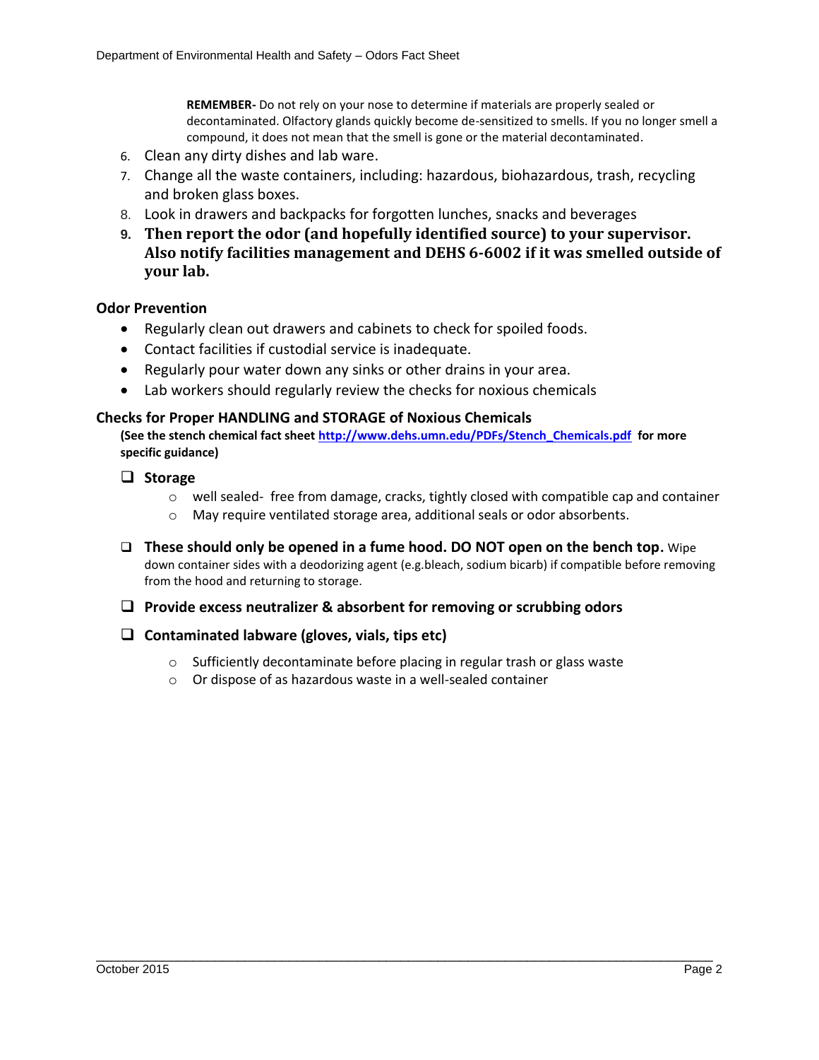**REMEMBER-** Do not rely on your nose to determine if materials are properly sealed or decontaminated. Olfactory glands quickly become de-sensitized to smells. If you no longer smell a compound, it does not mean that the smell is gone or the material decontaminated.

6. Clean any dirty dishes and lab ware.
7. Change all the waste containers, including: hazardous, biohazardous, trash, recycling and broken glass boxes.
8. Look in drawers and backpacks for forgotten lunches, snacks and beverages
9. **Then report the odor (and hopefully identified source) to your supervisor. Also notify facilities management and DEHS 6-6002 if it was smelled outside of your lab.**

### Odor Prevention

- Regularly clean out drawers and cabinets to check for spoiled foods.
- Contact facilities if custodial service is inadequate.
- Regularly pour water down any sinks or other drains in your area.
- Lab workers should regularly review the checks for noxious chemicals

### Checks for Proper HANDLING and STORAGE of Noxious Chemicals

**(See the stench chemical fact sheet [http://www.dehs.umn.edu/PDFs/Stench_Chemicals.pdf](http://www.dehs.umn.edu/PDFs/Stench_Chemicals.pdf) for more specific guidance)**

- ☐ **Storage**
  - well sealed- free from damage, cracks, tightly closed with compatible cap and container
  - May require ventilated storage area, additional seals or odor absorbents.
- ☐ **These should only be opened in a fume hood. DO NOT open on the bench top.** Wipe down container sides with a deodorizing agent (e.g.bleach, sodium bicarb) if compatible before removing from the hood and returning to storage.
- ☐ **Provide excess neutralizer & absorbent for removing or scrubbing odors**
- ☐ **Contaminated labware (gloves, vials, tips etc)**
  - Sufficiently decontaminate before placing in regular trash or glass waste
  - Or dispose of as hazardous waste in a well-sealed container